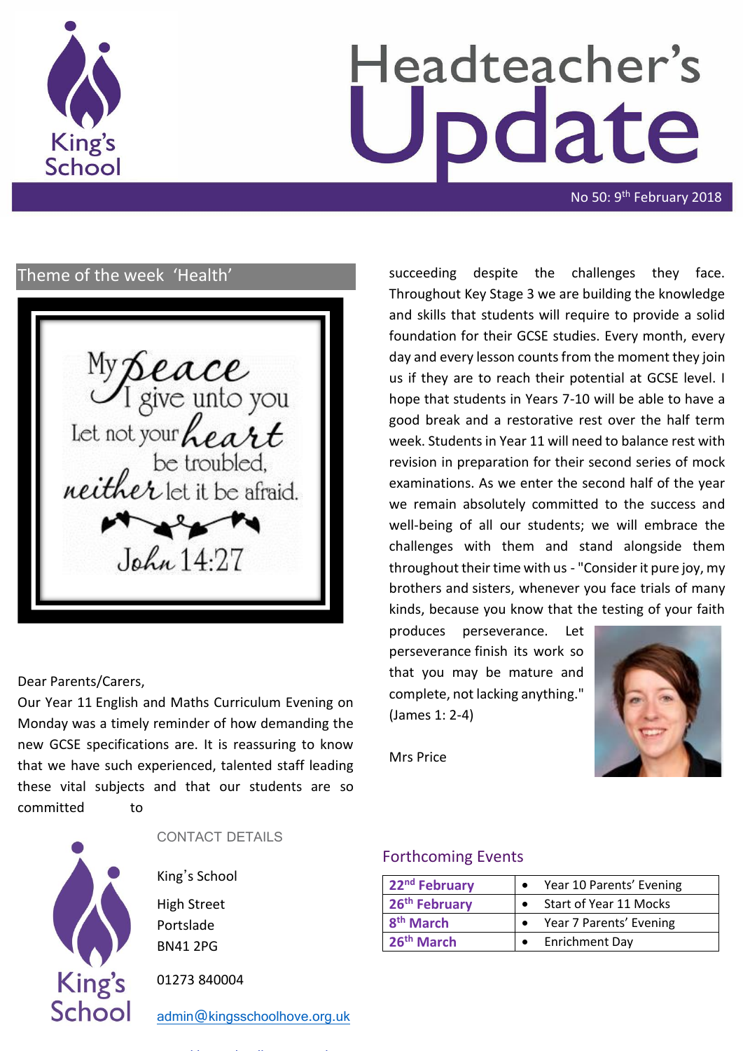# Headteacher's Update

No 50: 9th February 2018

## Theme of the week 'Health'

My peace I give unto you
Let not your heart be troubled, neither let it be afraid.
John 14:27

Dear Parents/Carers,

Our Year 11 English and Maths Curriculum Evening on Monday was a timely reminder of how demanding the new GCSE specifications are. It is reassuring to know that we have such experienced, talented staff leading these vital subjects and that our students are so committed to succeeding despite the challenges they face. Throughout Key Stage 3 we are building the knowledge and skills that students will require to provide a solid foundation for their GCSE studies. Every month, every day and every lesson counts from the moment they join us if they are to reach their potential at GCSE level. I hope that students in Years 7-10 will be able to have a good break and a restorative rest over the half term week. Students in Year 11 will need to balance rest with revision in preparation for their second series of mock examinations. As we enter the second half of the year we remain absolutely committed to the success and well-being of all our students; we will embrace the challenges with them and stand alongside them throughout their time with us - "Consider it pure joy, my brothers and sisters, whenever you face trials of many kinds, because you know that the testing of your faith produces perseverance. Let perseverance finish its work so that you may be mature and complete, not lacking anything." (James 1: 2-4)

Mrs Price

### CONTACT DETAILS

King's School

High Street

Portslade

BN41 2PG

01273 840004

admin@kingsschoolhove.org.uk

### Forthcoming Events

| | |
|---|---|
| **22nd February** | • Year 10 Parents' Evening |
| **26th February** | • Start of Year 11 Mocks |
| **8th March** | • Year 7 Parents' Evening |
| **26th March** | • Enrichment Day |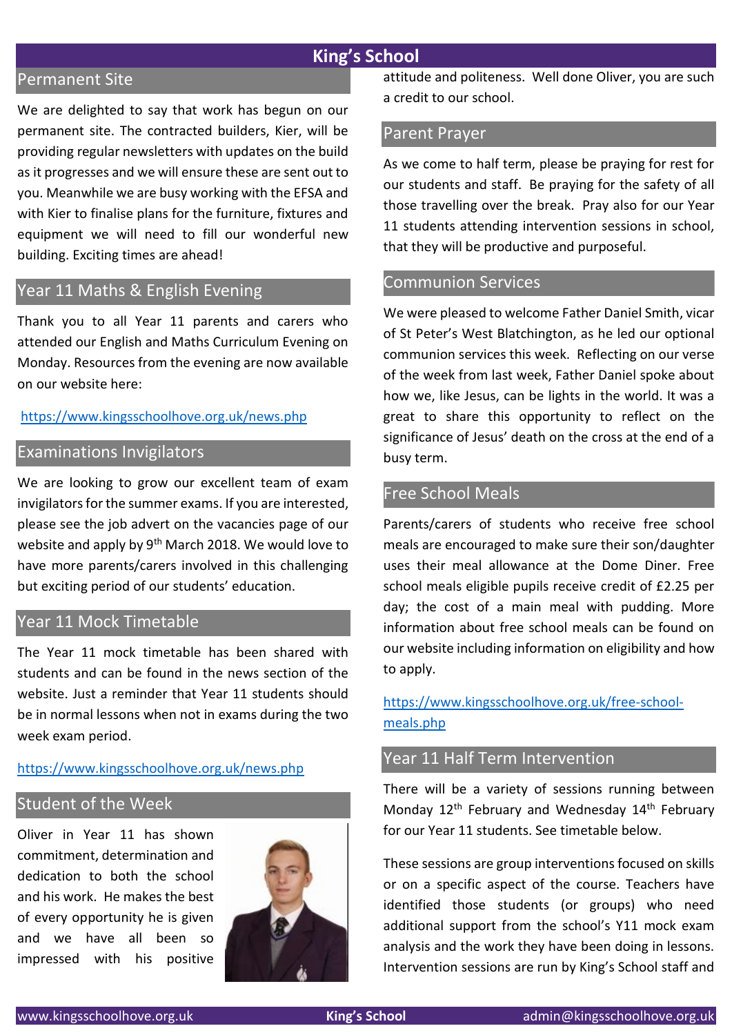## Permanent Site

We are delighted to say that work has begun on our permanent site. The contracted builders, Kier, will be providing regular newsletters with updates on the build as it progresses and we will ensure these are sent out to you. Meanwhile we are busy working with the EFSA and with Kier to finalise plans for the furniture, fixtures and equipment we will need to fill our wonderful new building. Exciting times are ahead!

## Year 11 Maths & English Evening

Thank you to all Year 11 parents and carers who attended our English and Maths Curriculum Evening on Monday. Resources from the evening are now available on our website here:

https://www.kingsschoolhove.org.uk/news.php

## Examinations Invigilators

We are looking to grow our excellent team of exam invigilators for the summer exams. If you are interested, please see the job advert on the vacancies page of our website and apply by 9th March 2018. We would love to have more parents/carers involved in this challenging but exciting period of our students' education.

## Year 11 Mock Timetable

The Year 11 mock timetable has been shared with students and can be found in the news section of the website. Just a reminder that Year 11 students should be in normal lessons when not in exams during the two week exam period.

https://www.kingsschoolhove.org.uk/news.php

## Student of the Week

Oliver in Year 11 has shown commitment, determination and dedication to both the school and his work. He makes the best of every opportunity he is given and we have all been so impressed with his positive attitude and politeness. Well done Oliver, you are such a credit to our school.

## Parent Prayer

As we come to half term, please be praying for rest for our students and staff. Be praying for the safety of all those travelling over the break. Pray also for our Year 11 students attending intervention sessions in school, that they will be productive and purposeful.

## Communion Services

We were pleased to welcome Father Daniel Smith, vicar of St Peter's West Blatchington, as he led our optional communion services this week. Reflecting on our verse of the week from last week, Father Daniel spoke about how we, like Jesus, can be lights in the world. It was a great to share this opportunity to reflect on the significance of Jesus' death on the cross at the end of a busy term.

## Free School Meals

Parents/carers of students who receive free school meals are encouraged to make sure their son/daughter uses their meal allowance at the Dome Diner. Free school meals eligible pupils receive credit of £2.25 per day; the cost of a main meal with pudding. More information about free school meals can be found on our website including information on eligibility and how to apply.

https://www.kingsschoolhove.org.uk/free-school-meals.php

## Year 11 Half Term Intervention

There will be a variety of sessions running between Monday 12th February and Wednesday 14th February for our Year 11 students. See timetable below.

These sessions are group interventions focused on skills or on a specific aspect of the course. Teachers have identified those students (or groups) who need additional support from the school's Y11 mock exam analysis and the work they have been doing in lessons. Intervention sessions are run by King's School staff and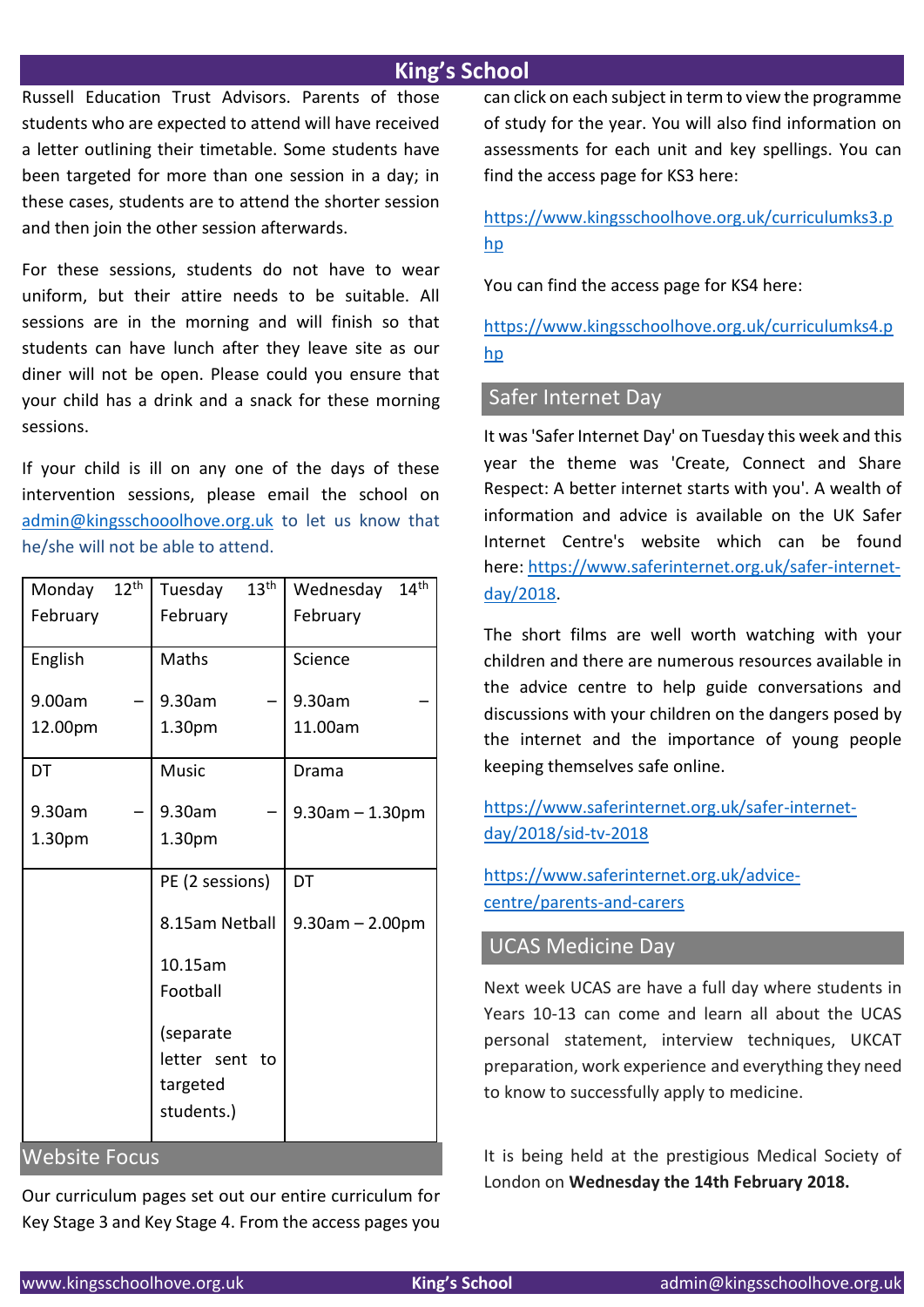Russell Education Trust Advisors. Parents of those students who are expected to attend will have received a letter outlining their timetable. Some students have been targeted for more than one session in a day; in these cases, students are to attend the shorter session and then join the other session afterwards.

For these sessions, students do not have to wear uniform, but their attire needs to be suitable. All sessions are in the morning and will finish so that students can have lunch after they leave site as our diner will not be open. Please could you ensure that your child has a drink and a snack for these morning sessions.

If your child is ill on any one of the days of these intervention sessions, please email the school on admin@kingsschooolhove.org.uk to let us know that he/she will not be able to attend.

| Monday 12th February | Tuesday 13th February | Wednesday 14th February |
|---|---|---|
| English<br>9.00am – 12.00pm | Maths<br>9.30am – 1.30pm | Science<br>9.30am – 11.00am |
| DT<br>9.30am – 1.30pm | Music<br>9.30am – 1.30pm | Drama<br>9.30am – 1.30pm |
| | PE (2 sessions)<br>8.15am Netball<br>10.15am Football<br>(separate letter sent to targeted students.) | DT<br>9.30am – 2.00pm |

## Website Focus

Our curriculum pages set out our entire curriculum for Key Stage 3 and Key Stage 4. From the access pages you can click on each subject in term to view the programme of study for the year. You will also find information on assessments for each unit and key spellings. You can find the access page for KS3 here:

https://www.kingsschoolhove.org.uk/curriculumks3.php

You can find the access page for KS4 here:

https://www.kingsschoolhove.org.uk/curriculumks4.php

## Safer Internet Day

It was 'Safer Internet Day' on Tuesday this week and this year the theme was 'Create, Connect and Share Respect: A better internet starts with you'. A wealth of information and advice is available on the UK Safer Internet Centre's website which can be found here: https://www.saferinternet.org.uk/safer-internet-day/2018.

The short films are well worth watching with your children and there are numerous resources available in the advice centre to help guide conversations and discussions with your children on the dangers posed by the internet and the importance of young people keeping themselves safe online.

https://www.saferinternet.org.uk/safer-internet-day/2018/sid-tv-2018

https://www.saferinternet.org.uk/advice-centre/parents-and-carers

## UCAS Medicine Day

Next week UCAS are have a full day where students in Years 10-13 can come and learn all about the UCAS personal statement, interview techniques, UKCAT preparation, work experience and everything they need to know to successfully apply to medicine.

It is being held at the prestigious Medical Society of London on **Wednesday the 14th February 2018.**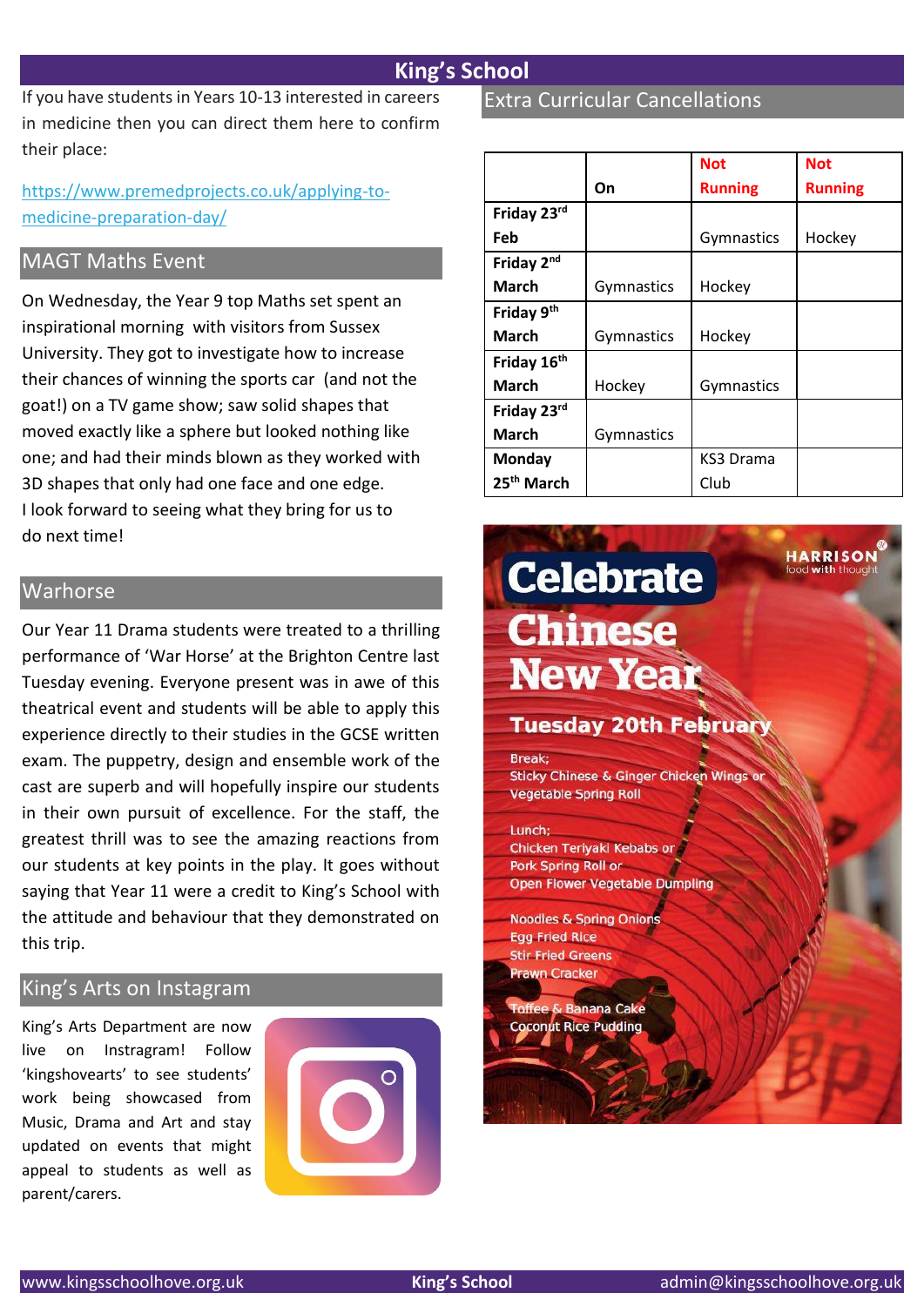# King's School

If you have students in Years 10-13 interested in careers in medicine then you can direct them here to confirm their place:

https://www.premedprojects.co.uk/applying-to-medicine-preparation-day/

## MAGT Maths Event

On Wednesday, the Year 9 top Maths set spent an inspirational morning with visitors from Sussex University. They got to investigate how to increase their chances of winning the sports car (and not the goat!) on a TV game show; saw solid shapes that moved exactly like a sphere but looked nothing like one; and had their minds blown as they worked with 3D shapes that only had one face and one edge.

I look forward to seeing what they bring for us to do next time!

## Warhorse

Our Year 11 Drama students were treated to a thrilling performance of 'War Horse' at the Brighton Centre last Tuesday evening. Everyone present was in awe of this theatrical event and students will be able to apply this experience directly to their studies in the GCSE written exam. The puppetry, design and ensemble work of the cast are superb and will hopefully inspire our students in their own pursuit of excellence. For the staff, the greatest thrill was to see the amazing reactions from our students at key points in the play. It goes without saying that Year 11 were a credit to King's School with the attitude and behaviour that they demonstrated on this trip.

## King's Arts on Instagram

King's Arts Department are now live on Instragram! Follow 'kingshovearts' to see students' work being showcased from Music, Drama and Art and stay updated on events that might appeal to students as well as parent/carers.

## Extra Curricular Cancellations

| | On | Not Running | Not Running |
|---|---|---|---|
| **Friday 23rd Feb** | | Gymnastics | Hockey |
| **Friday 2nd March** | Gymnastics | Hockey | |
| **Friday 9th March** | Gymnastics | Hockey | |
| **Friday 16th March** | Hockey | Gymnastics | |
| **Friday 23rd March** | Gymnastics | | |
| **Monday 25th March** | | KS3 Drama Club | |

**Celebrate Chinese New Year**

HARRISON food with thought

**Tuesday 20th February**

Break;
Sticky Chinese & Ginger Chicken Wings or
Vegetable Spring Roll

Lunch;
Chicken Teriyaki Kebabs or
Pork Spring Roll or
Open Flower Vegetable Dumpling

Noodles & Spring Onions
Egg Fried Rice
Stir Fried Greens
Prawn Cracker

Toffee & Banana Cake
Coconut Rice Pudding